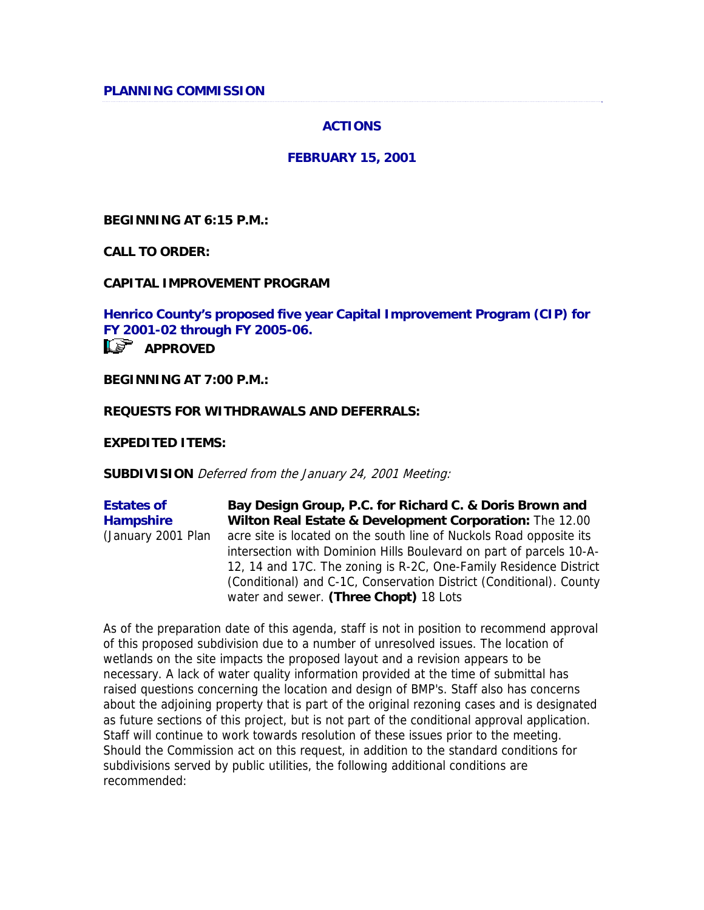**PLANNING COMMISSION**

## ACTIONS

## FEBRUARY 15, 2001

**BEGINNING AT 6:15 P.M.:**

**CALL TO ORDER:**

**CAPITAL IMPROVEMENT PROGRAM**

**Henrico County's proposed five year Capital Improvement Program (CIP) for FY 2001-02 through FY 2005-06.**

**APPROVED**

**BEGINNING AT 7:00 P.M.:**

**REQUESTS FOR WITHDRAWALS AND DEFERRALS:**

**EXPEDITED ITEMS:**

**SUBDIVISION** *Deferred from the January 24, 2001 Meeting:*

| | |
|---|---|
| **Estates of Hampshire** (January 2001 Plan | **Bay Design Group, P.C. for Richard C. & Doris Brown and Wilton Real Estate & Development Corporation:** The 12.00 acre site is located on the south line of Nuckols Road opposite its intersection with Dominion Hills Boulevard on part of parcels 10-A-12, 14 and 17C. The zoning is R-2C, One-Family Residence District (Conditional) and C-1C, Conservation District (Conditional). County water and sewer. **(Three Chopt)** 18 Lots |

As of the preparation date of this agenda, staff is not in position to recommend approval of this proposed subdivision due to a number of unresolved issues. The location of wetlands on the site impacts the proposed layout and a revision appears to be necessary. A lack of water quality information provided at the time of submittal has raised questions concerning the location and design of BMP's. Staff also has concerns about the adjoining property that is part of the original rezoning cases and is designated as future sections of this project, but is not part of the conditional approval application. Staff will continue to work towards resolution of these issues prior to the meeting. Should the Commission act on this request, in addition to the standard conditions for subdivisions served by public utilities, the following additional conditions are recommended: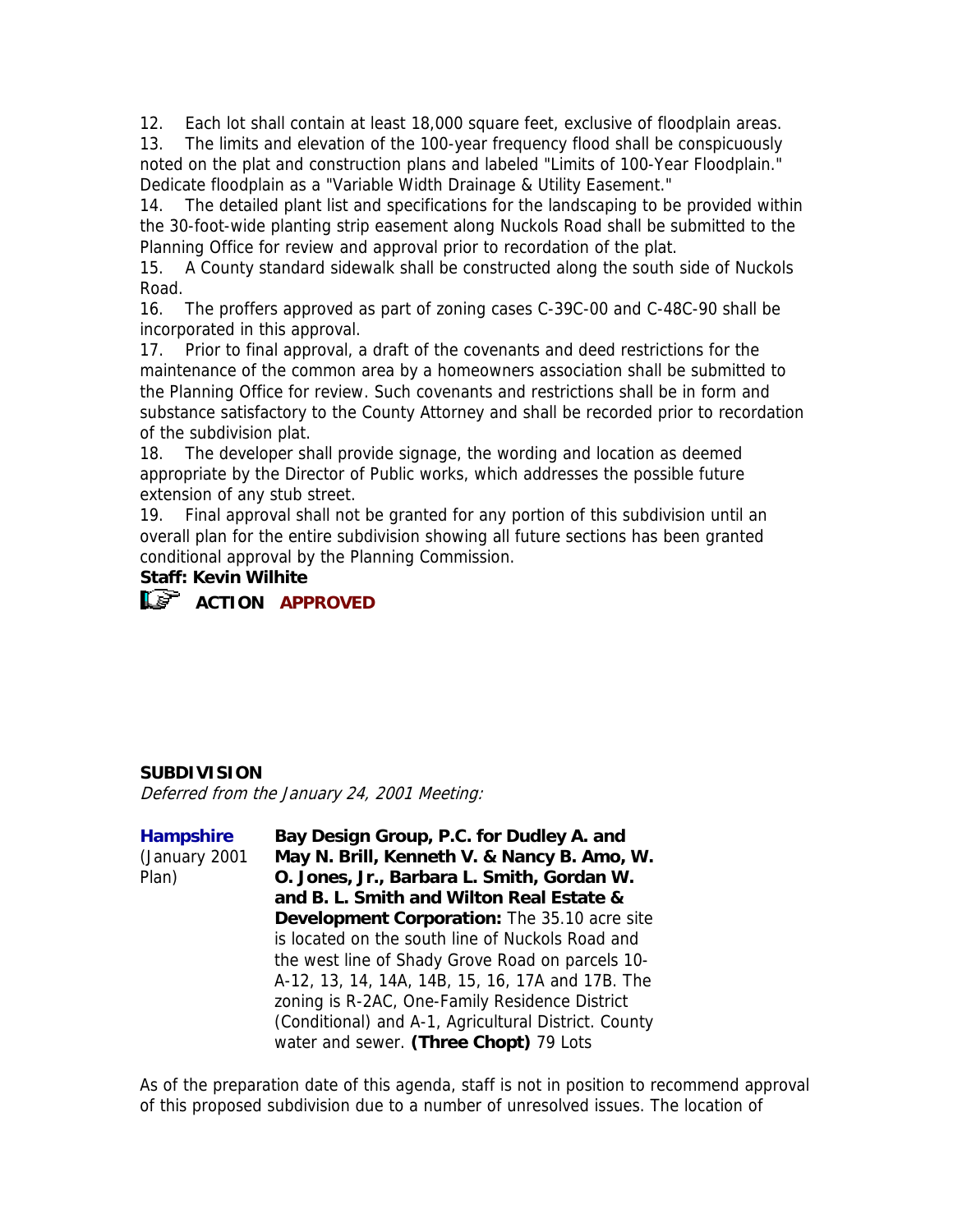12. Each lot shall contain at least 18,000 square feet, exclusive of floodplain areas.
13. The limits and elevation of the 100-year frequency flood shall be conspicuously noted on the plat and construction plans and labeled "Limits of 100-Year Floodplain." Dedicate floodplain as a "Variable Width Drainage & Utility Easement."
14. The detailed plant list and specifications for the landscaping to be provided within the 30-foot-wide planting strip easement along Nuckols Road shall be submitted to the Planning Office for review and approval prior to recordation of the plat.
15. A County standard sidewalk shall be constructed along the south side of Nuckols Road.
16. The proffers approved as part of zoning cases C-39C-00 and C-48C-90 shall be incorporated in this approval.
17. Prior to final approval, a draft of the covenants and deed restrictions for the maintenance of the common area by a homeowners association shall be submitted to the Planning Office for review. Such covenants and restrictions shall be in form and substance satisfactory to the County Attorney and shall be recorded prior to recordation of the subdivision plat.
18. The developer shall provide signage, the wording and location as deemed appropriate by the Director of Public works, which addresses the possible future extension of any stub street.
19. Final approval shall not be granted for any portion of this subdivision until an overall plan for the entire subdivision showing all future sections has been granted conditional approval by the Planning Commission.

**Staff: Kevin Wilhite**

**ACTION APPROVED**

**SUBDIVISION**

*Deferred from the January 24, 2001 Meeting:*

**Hampshire** (January 2001 Plan)

**Bay Design Group, P.C. for Dudley A. and May N. Brill, Kenneth V. & Nancy B. Amo, W. O. Jones, Jr., Barbara L. Smith, Gordan W. and B. L. Smith and Wilton Real Estate & Development Corporation:** The 35.10 acre site is located on the south line of Nuckols Road and the west line of Shady Grove Road on parcels 10-A-12, 13, 14, 14A, 14B, 15, 16, 17A and 17B. The zoning is R-2AC, One-Family Residence District (Conditional) and A-1, Agricultural District. County water and sewer. **(Three Chopt)** 79 Lots

As of the preparation date of this agenda, staff is not in position to recommend approval of this proposed subdivision due to a number of unresolved issues. The location of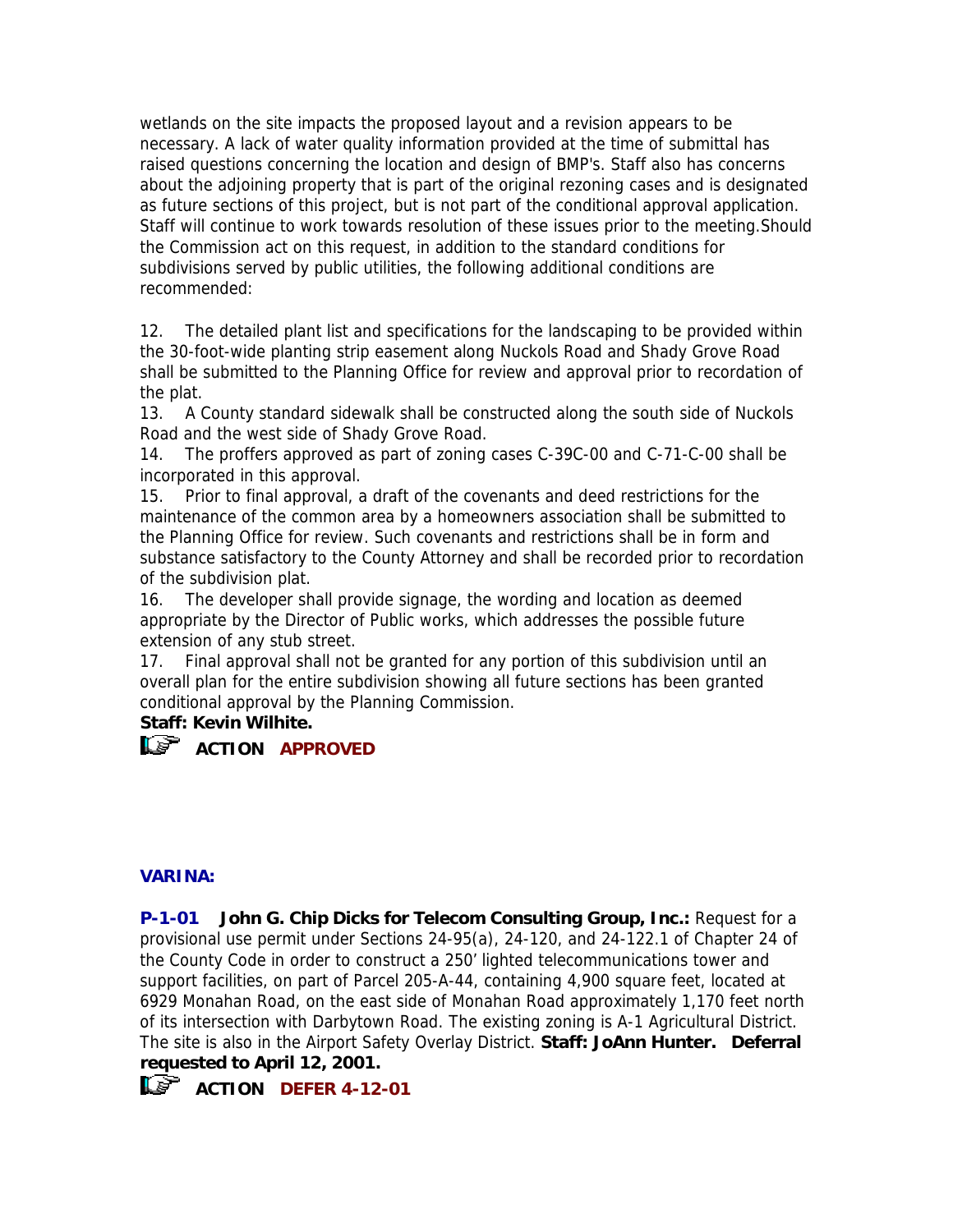wetlands on the site impacts the proposed layout and a revision appears to be necessary. A lack of water quality information provided at the time of submittal has raised questions concerning the location and design of BMP's. Staff also has concerns about the adjoining property that is part of the original rezoning cases and is designated as future sections of this project, but is not part of the conditional approval application. Staff will continue to work towards resolution of these issues prior to the meeting.Should the Commission act on this request, in addition to the standard conditions for subdivisions served by public utilities, the following additional conditions are recommended:

12. The detailed plant list and specifications for the landscaping to be provided within the 30-foot-wide planting strip easement along Nuckols Road and Shady Grove Road shall be submitted to the Planning Office for review and approval prior to recordation of the plat.
13. A County standard sidewalk shall be constructed along the south side of Nuckols Road and the west side of Shady Grove Road.
14. The proffers approved as part of zoning cases C-39C-00 and C-71-C-00 shall be incorporated in this approval.
15. Prior to final approval, a draft of the covenants and deed restrictions for the maintenance of the common area by a homeowners association shall be submitted to the Planning Office for review. Such covenants and restrictions shall be in form and substance satisfactory to the County Attorney and shall be recorded prior to recordation of the subdivision plat.
16. The developer shall provide signage, the wording and location as deemed appropriate by the Director of Public works, which addresses the possible future extension of any stub street.
17. Final approval shall not be granted for any portion of this subdivision until an overall plan for the entire subdivision showing all future sections has been granted conditional approval by the Planning Commission.

**Staff: Kevin Wilhite.**

☞ **ACTION APPROVED**

**VARINA:**

**P-1-01 John G. Chip Dicks for Telecom Consulting Group, Inc.:** Request for a provisional use permit under Sections 24-95(a), 24-120, and 24-122.1 of Chapter 24 of the County Code in order to construct a 250' lighted telecommunications tower and support facilities, on part of Parcel 205-A-44, containing 4,900 square feet, located at 6929 Monahan Road, on the east side of Monahan Road approximately 1,170 feet north of its intersection with Darbytown Road. The existing zoning is A-1 Agricultural District. The site is also in the Airport Safety Overlay District. **Staff: JoAnn Hunter. Deferral requested to April 12, 2001.**

☞ **ACTION DEFER 4-12-01**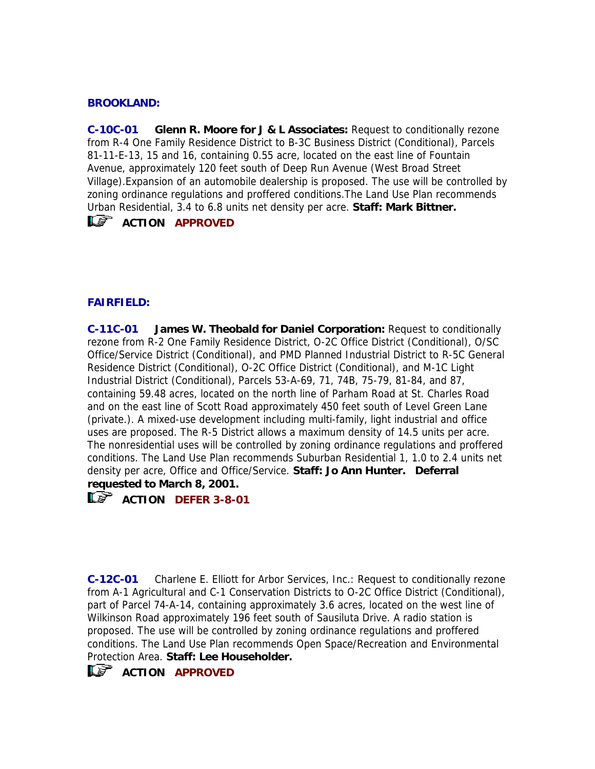**BROOKLAND:**

**C-10C-01** **Glenn R. Moore for J & L Associates:** Request to conditionally rezone from R-4 One Family Residence District to B-3C Business District (Conditional), Parcels 81-11-E-13, 15 and 16, containing 0.55 acre, located on the east line of Fountain Avenue, approximately 120 feet south of Deep Run Avenue (West Broad Street Village).Expansion of an automobile dealership is proposed. The use will be controlled by zoning ordinance regulations and proffered conditions.The Land Use Plan recommends Urban Residential, 3.4 to 6.8 units net density per acre. **Staff: Mark Bittner.**

☞ **ACTION** **APPROVED**

**FAIRFIELD:**

**C-11C-01** **James W. Theobald for Daniel Corporation:** Request to conditionally rezone from R-2 One Family Residence District, O-2C Office District (Conditional), O/SC Office/Service District (Conditional), and PMD Planned Industrial District to R-5C General Residence District (Conditional), O-2C Office District (Conditional), and M-1C Light Industrial District (Conditional), Parcels 53-A-69, 71, 74B, 75-79, 81-84, and 87, containing 59.48 acres, located on the north line of Parham Road at St. Charles Road and on the east line of Scott Road approximately 450 feet south of Level Green Lane (private.). A mixed-use development including multi-family, light industrial and office uses are proposed. The R-5 District allows a maximum density of 14.5 units per acre. The nonresidential uses will be controlled by zoning ordinance regulations and proffered conditions. The Land Use Plan recommends Suburban Residential 1, 1.0 to 2.4 units net density per acre, Office and Office/Service. **Staff: Jo Ann Hunter. Deferral requested to March 8, 2001.**

☞ **ACTION** **DEFER 3-8-01**

**C-12C-01** Charlene E. Elliott for Arbor Services, Inc.: Request to conditionally rezone from A-1 Agricultural and C-1 Conservation Districts to O-2C Office District (Conditional), part of Parcel 74-A-14, containing approximately 3.6 acres, located on the west line of Wilkinson Road approximately 196 feet south of Sausiluta Drive. A radio station is proposed. The use will be controlled by zoning ordinance regulations and proffered conditions. The Land Use Plan recommends Open Space/Recreation and Environmental Protection Area. **Staff: Lee Householder.**

☞ **ACTION** **APPROVED**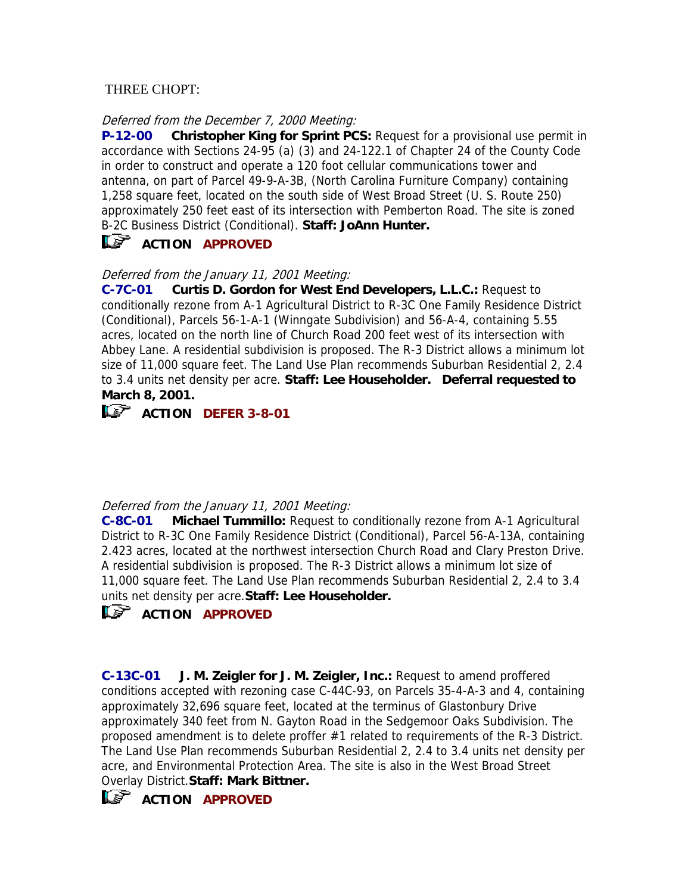THREE CHOPT:

*Deferred from the December 7, 2000 Meeting:*

**P-12-00 Christopher King for Sprint PCS:** Request for a provisional use permit in accordance with Sections 24-95 (a) (3) and 24-122.1 of Chapter 24 of the County Code in order to construct and operate a 120 foot cellular communications tower and antenna, on part of Parcel 49-9-A-3B, (North Carolina Furniture Company) containing 1,258 square feet, located on the south side of West Broad Street (U. S. Route 250) approximately 250 feet east of its intersection with Pemberton Road. The site is zoned B-2C Business District (Conditional). **Staff: JoAnn Hunter.**

**ACTION APPROVED**

*Deferred from the January 11, 2001 Meeting:*

**C-7C-01 Curtis D. Gordon for West End Developers, L.L.C.:** Request to conditionally rezone from A-1 Agricultural District to R-3C One Family Residence District (Conditional), Parcels 56-1-A-1 (Winngate Subdivision) and 56-A-4, containing 5.55 acres, located on the north line of Church Road 200 feet west of its intersection with Abbey Lane. A residential subdivision is proposed. The R-3 District allows a minimum lot size of 11,000 square feet. The Land Use Plan recommends Suburban Residential 2, 2.4 to 3.4 units net density per acre. **Staff: Lee Householder. Deferral requested to March 8, 2001.**

**ACTION DEFER 3-8-01**

*Deferred from the January 11, 2001 Meeting:*

**C-8C-01 Michael Tummillo:** Request to conditionally rezone from A-1 Agricultural District to R-3C One Family Residence District (Conditional), Parcel 56-A-13A, containing 2.423 acres, located at the northwest intersection Church Road and Clary Preston Drive. A residential subdivision is proposed. The R-3 District allows a minimum lot size of 11,000 square feet. The Land Use Plan recommends Suburban Residential 2, 2.4 to 3.4 units net density per acre. **Staff: Lee Householder.**

**ACTION APPROVED**

**C-13C-01 J. M. Zeigler for J. M. Zeigler, Inc.:** Request to amend proffered conditions accepted with rezoning case C-44C-93, on Parcels 35-4-A-3 and 4, containing approximately 32,696 square feet, located at the terminus of Glastonbury Drive approximately 340 feet from N. Gayton Road in the Sedgemoor Oaks Subdivision. The proposed amendment is to delete proffer #1 related to requirements of the R-3 District. The Land Use Plan recommends Suburban Residential 2, 2.4 to 3.4 units net density per acre, and Environmental Protection Area. The site is also in the West Broad Street Overlay District. **Staff: Mark Bittner.**

**ACTION APPROVED**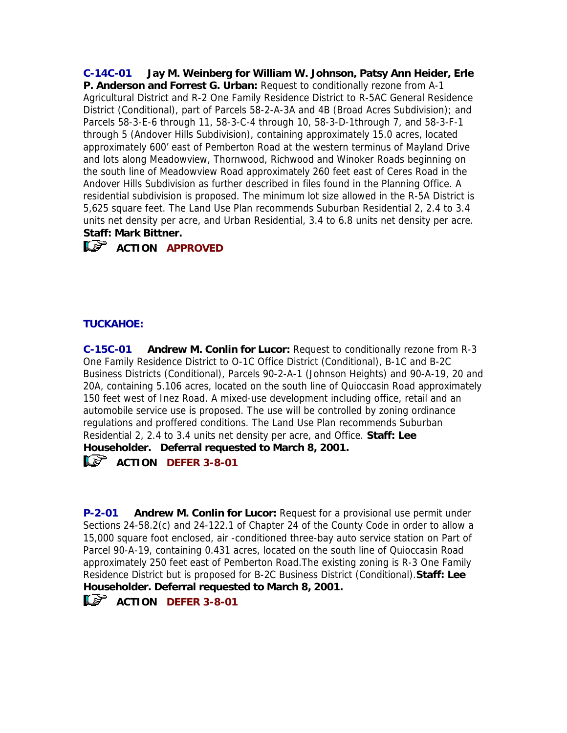**C-14C-01 Jay M. Weinberg for William W. Johnson, Patsy Ann Heider, Erle P. Anderson and Forrest G. Urban:** Request to conditionally rezone from A-1 Agricultural District and R-2 One Family Residence District to R-5AC General Residence District (Conditional), part of Parcels 58-2-A-3A and 4B (Broad Acres Subdivision); and Parcels 58-3-E-6 through 11, 58-3-C-4 through 10, 58-3-D-1through 7, and 58-3-F-1 through 5 (Andover Hills Subdivision), containing approximately 15.0 acres, located approximately 600' east of Pemberton Road at the western terminus of Mayland Drive and lots along Meadowview, Thornwood, Richwood and Winoker Roads beginning on the south line of Meadowview Road approximately 260 feet east of Ceres Road in the Andover Hills Subdivision as further described in files found in the Planning Office. A residential subdivision is proposed. The minimum lot size allowed in the R-5A District is 5,625 square feet. The Land Use Plan recommends Suburban Residential 2, 2.4 to 3.4 units net density per acre, and Urban Residential, 3.4 to 6.8 units net density per acre. **Staff: Mark Bittner.**

**ACTION APPROVED**

### TUCKAHOE:

**C-15C-01 Andrew M. Conlin for Lucor:** Request to conditionally rezone from R-3 One Family Residence District to O-1C Office District (Conditional), B-1C and B-2C Business Districts (Conditional), Parcels 90-2-A-1 (Johnson Heights) and 90-A-19, 20 and 20A, containing 5.106 acres, located on the south line of Quioccasin Road approximately 150 feet west of Inez Road. A mixed-use development including office, retail and an automobile service use is proposed. The use will be controlled by zoning ordinance regulations and proffered conditions. The Land Use Plan recommends Suburban Residential 2, 2.4 to 3.4 units net density per acre, and Office. **Staff: Lee Householder. Deferral requested to March 8, 2001.**

**ACTION DEFER 3-8-01**

**P-2-01 Andrew M. Conlin for Lucor:** Request for a provisional use permit under Sections 24-58.2(c) and 24-122.1 of Chapter 24 of the County Code in order to allow a 15,000 square foot enclosed, air -conditioned three-bay auto service station on Part of Parcel 90-A-19, containing 0.431 acres, located on the south line of Quioccasin Road approximately 250 feet east of Pemberton Road.The existing zoning is R-3 One Family Residence District but is proposed for B-2C Business District (Conditional).**Staff: Lee Householder. Deferral requested to March 8, 2001.**

**ACTION DEFER 3-8-01**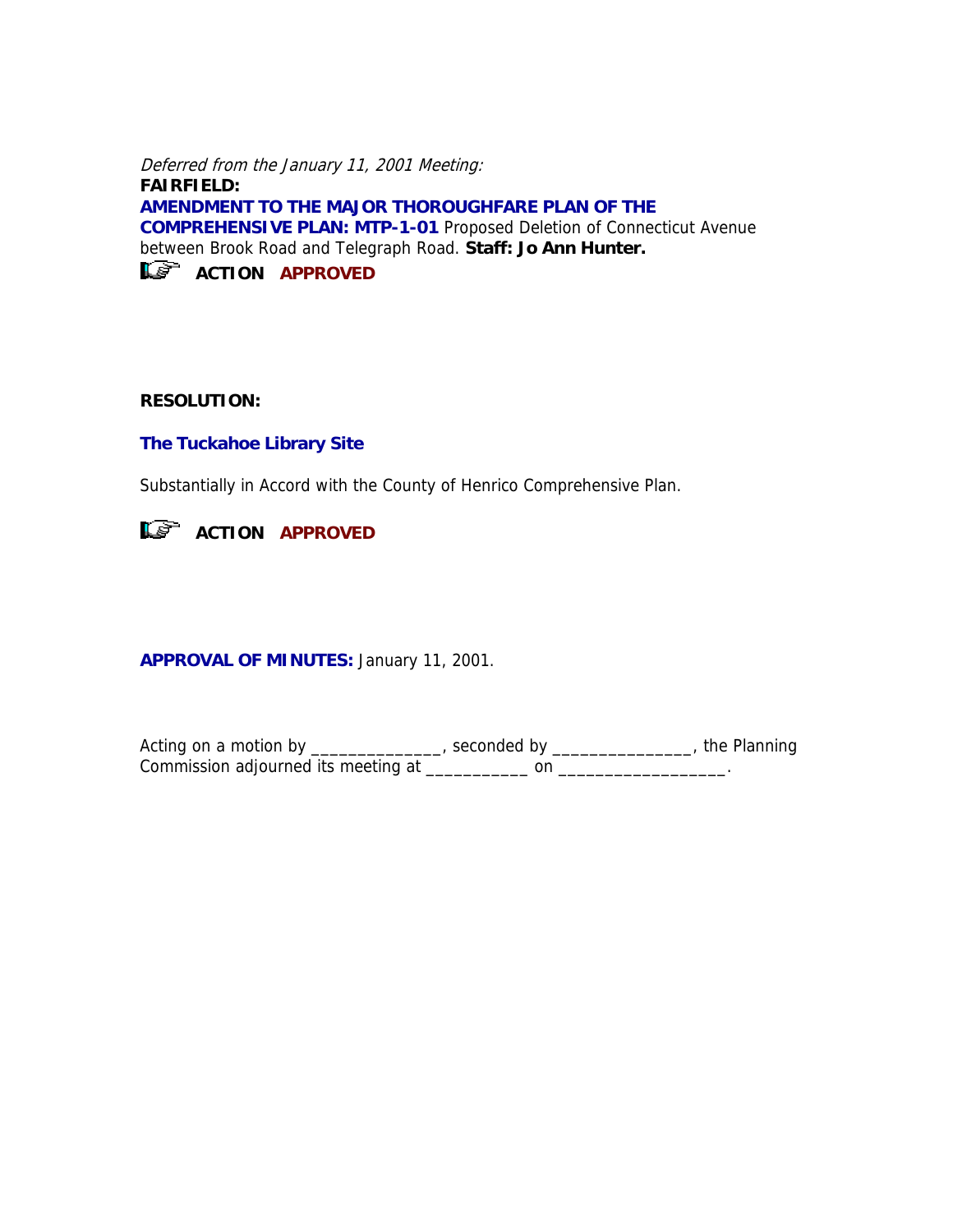*Deferred from the January 11, 2001 Meeting:*
**FAIRFIELD:**
**AMENDMENT TO THE MAJOR THOROUGHFARE PLAN OF THE COMPREHENSIVE PLAN: MTP-1-01** Proposed Deletion of Connecticut Avenue between Brook Road and Telegraph Road. **Staff: Jo Ann Hunter.**

**ACTION APPROVED**

**RESOLUTION:**

**The Tuckahoe Library Site**

Substantially in Accord with the County of Henrico Comprehensive Plan.

**ACTION APPROVED**

**APPROVAL OF MINUTES:** January 11, 2001.

Acting on a motion by ______________, seconded by _______________, the Planning Commission adjourned its meeting at ___________ on _________________.